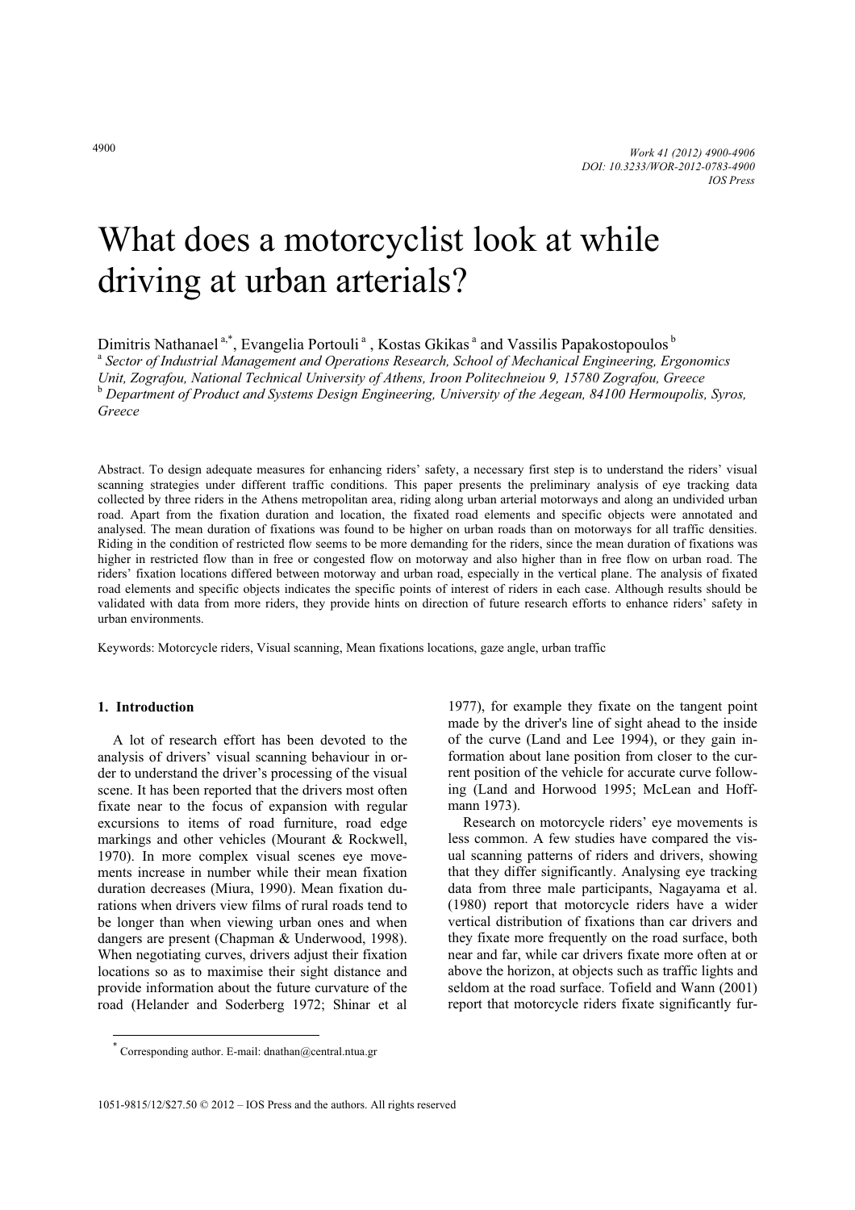# What does a motorcyclist look at while driving at urban arterials?

Dimitris Nathanael[a,*], Evangelia Portouli[a], Kostas Gkikas[a] and Vassilis Papakostopoulos[b]

[a] *Sector of Industrial Management and Operations Research, School of Mechanical Engineering, Ergonomics Unit, Zografou, National Technical University of Athens, Iroon Politechneiou 9, 15780 Zografou, Greece*

[b] *Department of Product and Systems Design Engineering, University of the Aegean, 84100 Hermoupolis, Syros, Greece*

Abstract. To design adequate measures for enhancing riders' safety, a necessary first step is to understand the riders' visual scanning strategies under different traffic conditions. This paper presents the preliminary analysis of eye tracking data collected by three riders in the Athens metropolitan area, riding along urban arterial motorways and along an undivided urban road. Apart from the fixation duration and location, the fixated road elements and specific objects were annotated and analysed. The mean duration of fixations was found to be higher on urban roads than on motorways for all traffic densities. Riding in the condition of restricted flow seems to be more demanding for the riders, since the mean duration of fixations was higher in restricted flow than in free or congested flow on motorway and also higher than in free flow on urban road. The riders' fixation locations differed between motorway and urban road, especially in the vertical plane. The analysis of fixated road elements and specific objects indicates the specific points of interest of riders in each case. Although results should be validated with data from more riders, they provide hints on direction of future research efforts to enhance riders' safety in urban environments.

Keywords: Motorcycle riders, Visual scanning, Mean fixations locations, gaze angle, urban traffic

## 1. Introduction

A lot of research effort has been devoted to the analysis of drivers' visual scanning behaviour in order to understand the driver's processing of the visual scene. It has been reported that the drivers most often fixate near to the focus of expansion with regular excursions to items of road furniture, road edge markings and other vehicles (Mourant & Rockwell, 1970). In more complex visual scenes eye movements increase in number while their mean fixation duration decreases (Miura, 1990). Mean fixation durations when drivers view films of rural roads tend to be longer than when viewing urban ones and when dangers are present (Chapman & Underwood, 1998). When negotiating curves, drivers adjust their fixation locations so as to maximise their sight distance and provide information about the future curvature of the road (Helander and Soderberg 1972; Shinar et al 1977), for example they fixate on the tangent point made by the driver's line of sight ahead to the inside of the curve (Land and Lee 1994), or they gain information about lane position from closer to the current position of the vehicle for accurate curve following (Land and Horwood 1995; McLean and Hoffmann 1973).

Research on motorcycle riders' eye movements is less common. A few studies have compared the visual scanning patterns of riders and drivers, showing that they differ significantly. Analysing eye tracking data from three male participants, Nagayama et al. (1980) report that motorcycle riders have a wider vertical distribution of fixations than car drivers and they fixate more frequently on the road surface, both near and far, while car drivers fixate more often at or above the horizon, at objects such as traffic lights and seldom at the road surface. Tofield and Wann (2001) report that motorcycle riders fixate significantly fur-

[*] Corresponding author. E-mail: dnathan@central.ntua.gr

1051-9815/12/$27.50 © 2012 – IOS Press and the authors. All rights reserved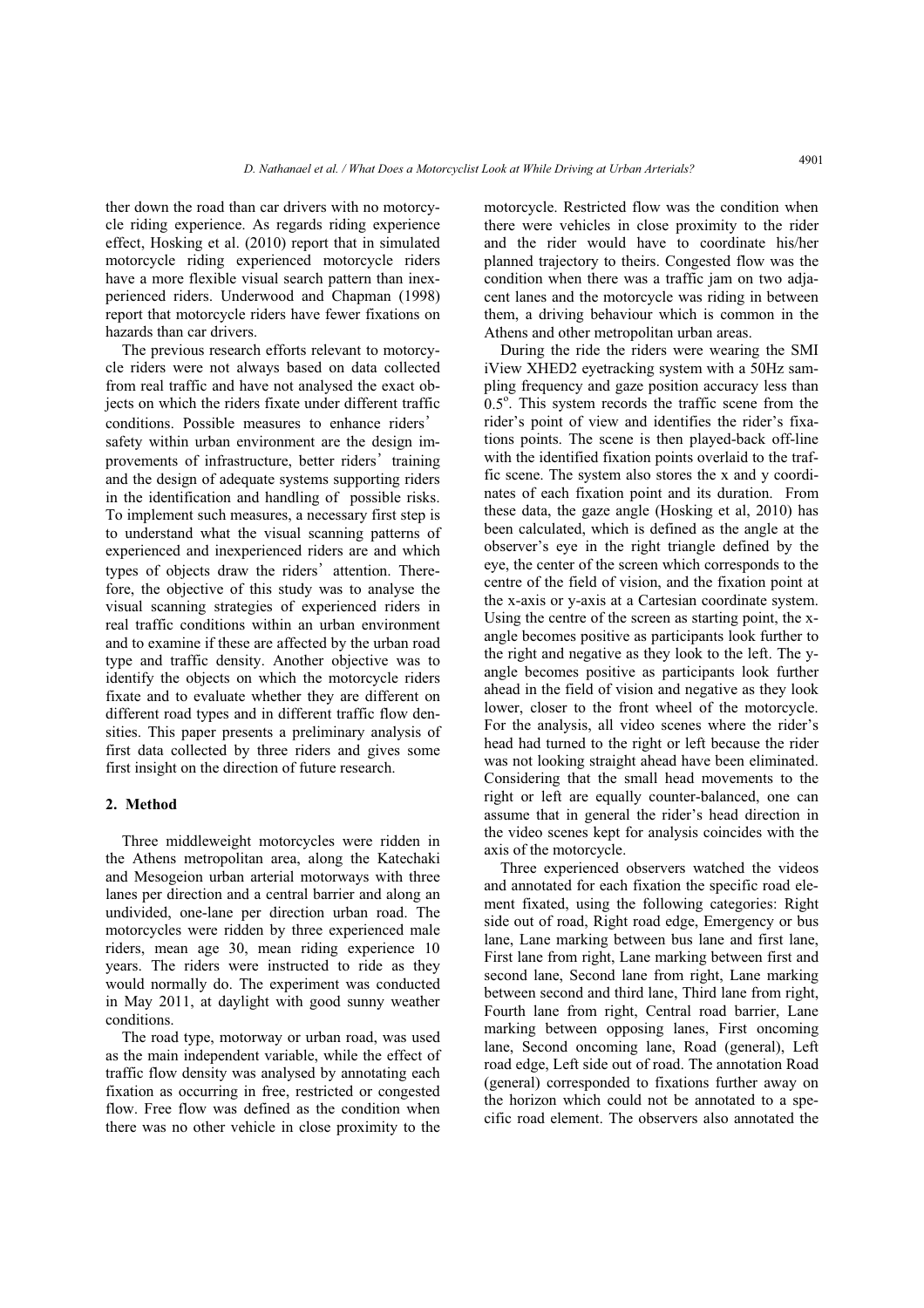ther down the road than car drivers with no motorcycle riding experience. As regards riding experience effect, Hosking et al. (2010) report that in simulated motorcycle riding experienced motorcycle riders have a more flexible visual search pattern than inexperienced riders. Underwood and Chapman (1998) report that motorcycle riders have fewer fixations on hazards than car drivers.

The previous research efforts relevant to motorcycle riders were not always based on data collected from real traffic and have not analysed the exact objects on which the riders fixate under different traffic conditions. Possible measures to enhance riders' safety within urban environment are the design improvements of infrastructure, better riders' training and the design of adequate systems supporting riders in the identification and handling of possible risks. To implement such measures, a necessary first step is to understand what the visual scanning patterns of experienced and inexperienced riders are and which types of objects draw the riders' attention. Therefore, the objective of this study was to analyse the visual scanning strategies of experienced riders in real traffic conditions within an urban environment and to examine if these are affected by the urban road type and traffic density. Another objective was to identify the objects on which the motorcycle riders fixate and to evaluate whether they are different on different road types and in different traffic flow densities. This paper presents a preliminary analysis of first data collected by three riders and gives some first insight on the direction of future research.

## 2. Method

Three middleweight motorcycles were ridden in the Athens metropolitan area, along the Katechaki and Mesogeion urban arterial motorways with three lanes per direction and a central barrier and along an undivided, one-lane per direction urban road. The motorcycles were ridden by three experienced male riders, mean age 30, mean riding experience 10 years. The riders were instructed to ride as they would normally do. The experiment was conducted in May 2011, at daylight with good sunny weather conditions.

The road type, motorway or urban road, was used as the main independent variable, while the effect of traffic flow density was analysed by annotating each fixation as occurring in free, restricted or congested flow. Free flow was defined as the condition when there was no other vehicle in close proximity to the motorcycle. Restricted flow was the condition when there were vehicles in close proximity to the rider and the rider would have to coordinate his/her planned trajectory to theirs. Congested flow was the condition when there was a traffic jam on two adjacent lanes and the motorcycle was riding in between them, a driving behaviour which is common in the Athens and other metropolitan urban areas.

During the ride the riders were wearing the SMI iView XHED2 eyetracking system with a 50Hz sampling frequency and gaze position accuracy less than $0.5^{o}$. This system records the traffic scene from the rider's point of view and identifies the rider's fixations points. The scene is then played-back off-line with the identified fixation points overlaid to the traffic scene. The system also stores the x and y coordinates of each fixation point and its duration. From these data, the gaze angle (Hosking et al, 2010) has been calculated, which is defined as the angle at the observer's eye in the right triangle defined by the eye, the center of the screen which corresponds to the centre of the field of vision, and the fixation point at the x-axis or y-axis at a Cartesian coordinate system. Using the centre of the screen as starting point, the x-angle becomes positive as participants look further to the right and negative as they look to the left. The y-angle becomes positive as participants look further ahead in the field of vision and negative as they look lower, closer to the front wheel of the motorcycle. For the analysis, all video scenes where the rider's head had turned to the right or left because the rider was not looking straight ahead have been eliminated. Considering that the small head movements to the right or left are equally counter-balanced, one can assume that in general the rider's head direction in the video scenes kept for analysis coincides with the axis of the motorcycle.

Three experienced observers watched the videos and annotated for each fixation the specific road element fixated, using the following categories: Right side out of road, Right road edge, Emergency or bus lane, Lane marking between bus lane and first lane, First lane from right, Lane marking between first and second lane, Second lane from right, Lane marking between second and third lane, Third lane from right, Fourth lane from right, Central road barrier, Lane marking between opposing lanes, First oncoming lane, Second oncoming lane, Road (general), Left road edge, Left side out of road. The annotation Road (general) corresponded to fixations further away on the horizon which could not be annotated to a specific road element. The observers also annotated the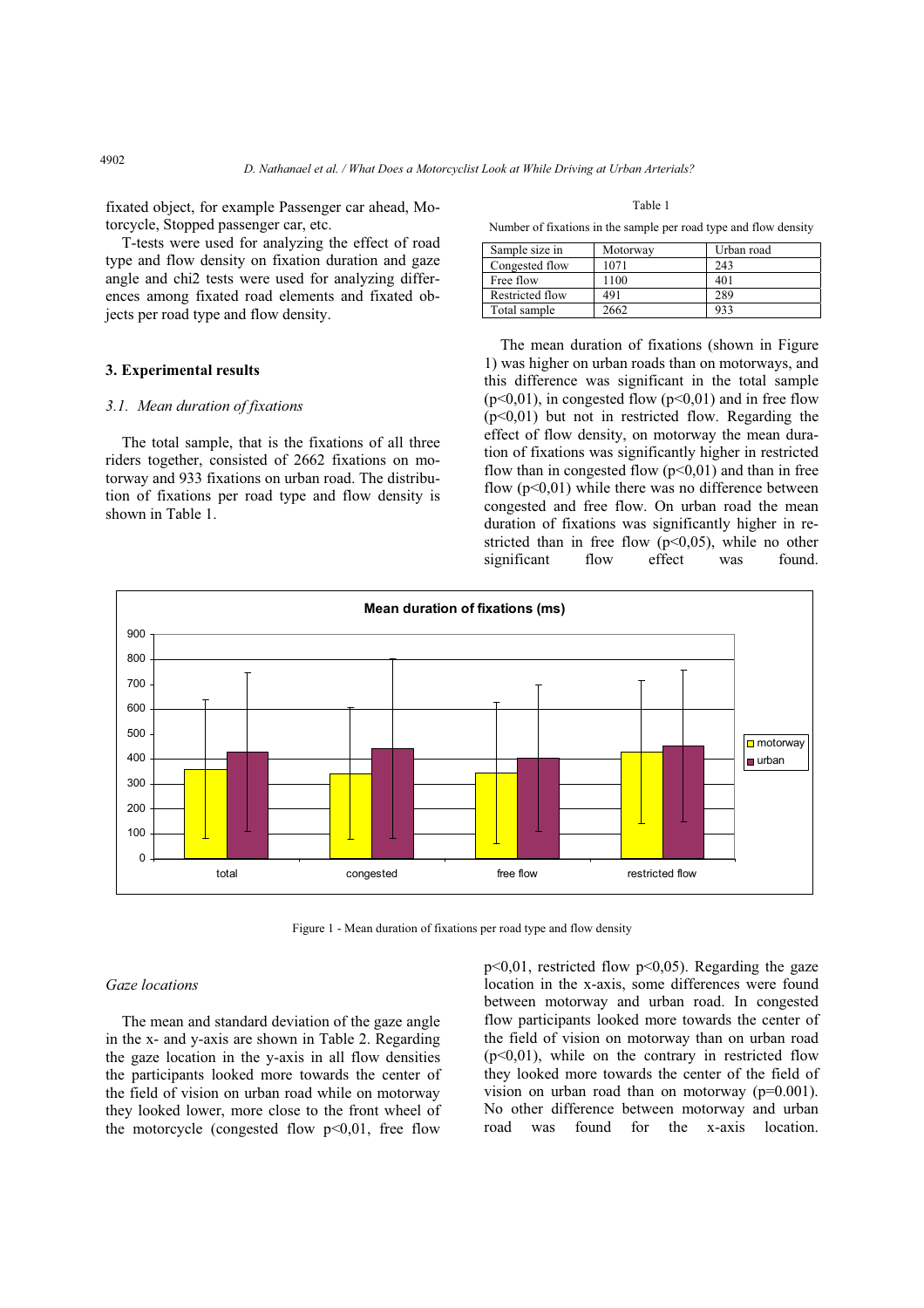fixated object, for example Passenger car ahead, Motorcycle, Stopped passenger car, etc.

T-tests were used for analyzing the effect of road type and flow density on fixation duration and gaze angle and chi2 tests were used for analyzing differences among fixated road elements and fixated objects per road type and flow density.

## 3. Experimental results

### 3.1. Mean duration of fixations

The total sample, that is the fixations of all three riders together, consisted of 2662 fixations on motorway and 933 fixations on urban road. The distribution of fixations per road type and flow density is shown in Table 1.

Table 1

Number of fixations in the sample per road type and flow density

| Sample size in | Motorway | Urban road |
|---|---|---|
| Congested flow | 1071 | 243 |
| Free flow | 1100 | 401 |
| Restricted flow | 491 | 289 |
| Total sample | 2662 | 933 |

The mean duration of fixations (shown in Figure 1) was higher on urban roads than on motorways, and this difference was significant in the total sample ($p<0,01$), in congested flow ($p<0,01$) and in free flow ($p<0,01$) but not in restricted flow. Regarding the effect of flow density, on motorway the mean duration of fixations was significantly higher in restricted flow than in congested flow ($p<0,01$) and than in free flow ($p<0,01$) while there was no difference between congested and free flow. On urban road the mean duration of fixations was significantly higher in restricted than in free flow ($p<0,05$), while no other significant flow effect was found.

Figure 1 - Mean duration of fixations per road type and flow density

### Gaze locations

The mean and standard deviation of the gaze angle in the x- and y-axis are shown in Table 2. Regarding the gaze location in the y-axis in all flow densities the participants looked more towards the center of the field of vision on urban road while on motorway they looked lower, more close to the front wheel of the motorcycle (congested flow $p<0,01$, free flow $p<0,01$, restricted flow $p<0,05$). Regarding the gaze location in the x-axis, some differences were found between motorway and urban road. In congested flow participants looked more towards the center of the field of vision on motorway than on urban road ($p<0,01$), while on the contrary in restricted flow they looked more towards the center of the field of vision on urban road than on motorway ($p=0.001$). No other difference between motorway and urban road was found for the x-axis location.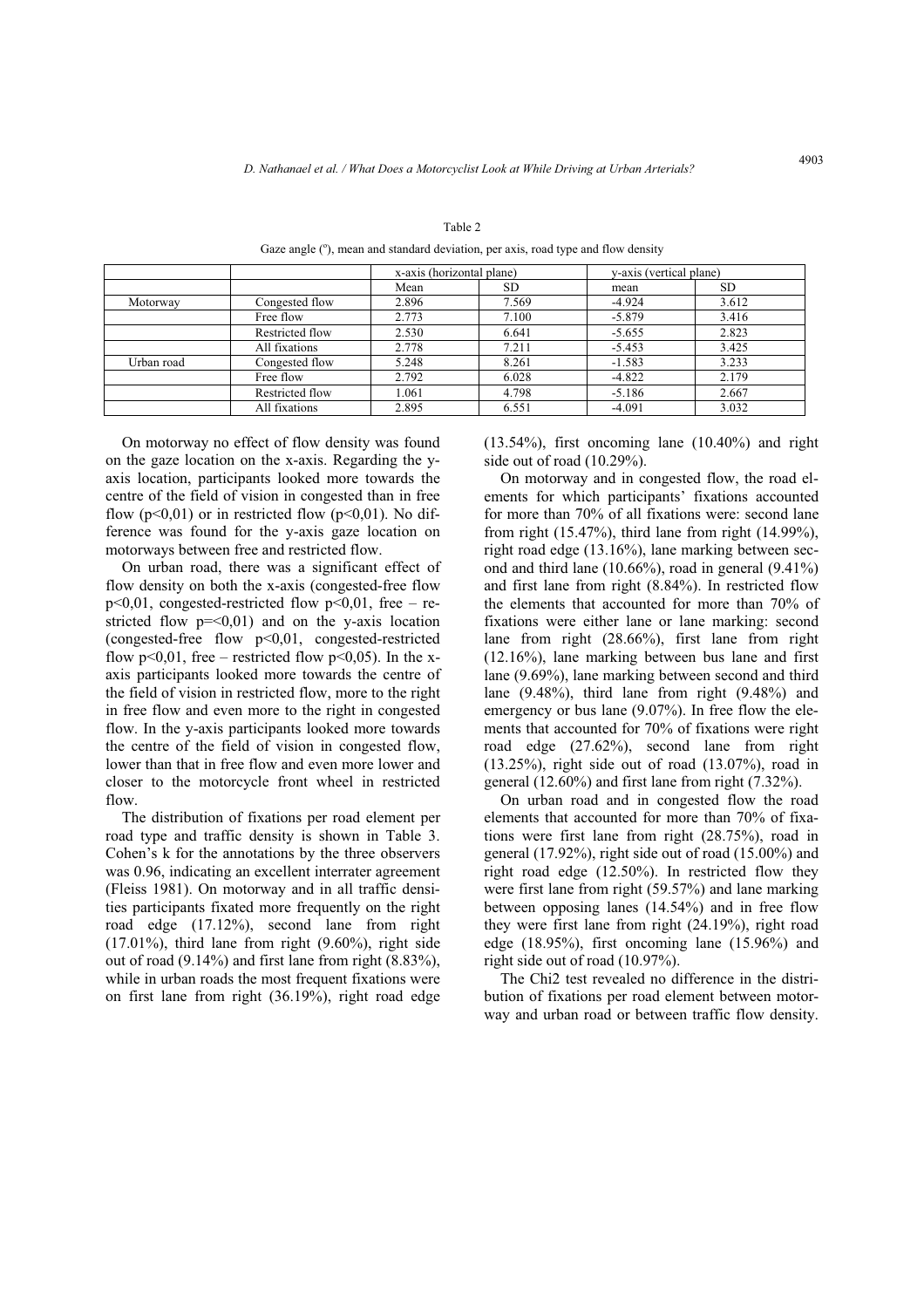Table 2

Gaze angle (°), mean and standard deviation, per axis, road type and flow density

| | | x-axis (horizontal plane) | | y-axis (vertical plane) | |
|---|---|---|---|---|---|
| | | Mean | SD | mean | SD |
| Motorway | Congested flow | 2.896 | 7.569 | -4.924 | 3.612 |
| | Free flow | 2.773 | 7.100 | -5.879 | 3.416 |
| | Restricted flow | 2.530 | 6.641 | -5.655 | 2.823 |
| | All fixations | 2.778 | 7.211 | -5.453 | 3.425 |
| Urban road | Congested flow | 5.248 | 8.261 | -1.583 | 3.233 |
| | Free flow | 2.792 | 6.028 | -4.822 | 2.179 |
| | Restricted flow | 1.061 | 4.798 | -5.186 | 2.667 |
| | All fixations | 2.895 | 6.551 | -4.091 | 3.032 |

On motorway no effect of flow density was found on the gaze location on the x-axis. Regarding the y-axis location, participants looked more towards the centre of the field of vision in congested than in free flow ($p<0,01$) or in restricted flow ($p<0,01$). No difference was found for the y-axis gaze location on motorways between free and restricted flow.

On urban road, there was a significant effect of flow density on both the x-axis (congested-free flow $p<0,01$, congested-restricted flow $p<0,01$, free – restricted flow $p=<0,01$) and on the y-axis location (congested-free flow $p<0,01$, congested-restricted flow $p<0,01$, free – restricted flow $p<0,05$). In the x-axis participants looked more towards the centre of the field of vision in restricted flow, more to the right in free flow and even more to the right in congested flow. In the y-axis participants looked more towards the centre of the field of vision in congested flow, lower than that in free flow and even more lower and closer to the motorcycle front wheel in restricted flow.

The distribution of fixations per road element per road type and traffic density is shown in Table 3. Cohen's k for the annotations by the three observers was 0.96, indicating an excellent interrater agreement (Fleiss 1981). On motorway and in all traffic densities participants fixated more frequently on the right road edge (17.12%), second lane from right (17.01%), third lane from right (9.60%), right side out of road (9.14%) and first lane from right (8.83%), while in urban roads the most frequent fixations were on first lane from right (36.19%), right road edge (13.54%), first oncoming lane (10.40%) and right side out of road (10.29%).

On motorway and in congested flow, the road elements for which participants' fixations accounted for more than 70% of all fixations were: second lane from right (15.47%), third lane from right (14.99%), right road edge (13.16%), lane marking between second and third lane (10.66%), road in general (9.41%) and first lane from right (8.84%). In restricted flow the elements that accounted for more than 70% of fixations were either lane or lane marking: second lane from right (28.66%), first lane from right (12.16%), lane marking between bus lane and first lane (9.69%), lane marking between second and third lane (9.48%), third lane from right (9.48%) and emergency or bus lane (9.07%). In free flow the elements that accounted for 70% of fixations were right road edge (27.62%), second lane from right (13.25%), right side out of road (13.07%), road in general (12.60%) and first lane from right (7.32%).

On urban road and in congested flow the road elements that accounted for more than 70% of fixations were first lane from right (28.75%), road in general (17.92%), right side out of road (15.00%) and right road edge (12.50%). In restricted flow they were first lane from right (59.57%) and lane marking between opposing lanes (14.54%) and in free flow they were first lane from right (24.19%), right road edge (18.95%), first oncoming lane (15.96%) and right side out of road (10.97%).

The Chi2 test revealed no difference in the distribution of fixations per road element between motorway and urban road or between traffic flow density.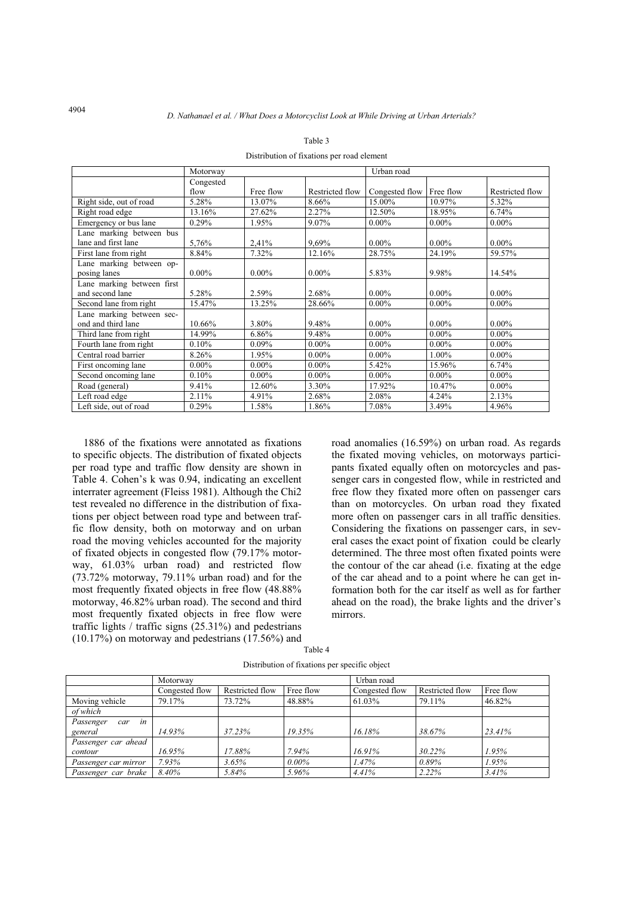Table 3

Distribution of fixations per road element

| | Motorway | | | Urban road | | |
|---|---|---|---|---|---|---|
| | Congested flow | Free flow | Restricted flow | Congested flow | Free flow | Restricted flow |
| Right side, out of road | 5.28% | 13.07% | 8.66% | 15.00% | 10.97% | 5.32% |
| Right road edge | 13.16% | 27.62% | 2.27% | 12.50% | 18.95% | 6.74% |
| Emergency or bus lane | 0.29% | 1.95% | 9.07% | 0.00% | 0.00% | 0.00% |
| Lane marking between bus lane and first lane | 5,76% | 2,41% | 9,69% | 0.00% | 0.00% | 0.00% |
| First lane from right | 8.84% | 7.32% | 12.16% | 28.75% | 24.19% | 59.57% |
| Lane marking between opposing lanes | 0.00% | 0.00% | 0.00% | 5.83% | 9.98% | 14.54% |
| Lane marking between first and second lane | 5.28% | 2.59% | 2.68% | 0.00% | 0.00% | 0.00% |
| Second lane from right | 15.47% | 13.25% | 28.66% | 0.00% | 0.00% | 0.00% |
| Lane marking between second and third lane | 10.66% | 3.80% | 9.48% | 0.00% | 0.00% | 0.00% |
| Third lane from right | 14.99% | 6.86% | 9.48% | 0.00% | 0.00% | 0.00% |
| Fourth lane from right | 0.10% | 0.09% | 0.00% | 0.00% | 0.00% | 0.00% |
| Central road barrier | 8.26% | 1.95% | 0.00% | 0.00% | 1.00% | 0.00% |
| First oncoming lane | 0.00% | 0.00% | 0.00% | 5.42% | 15.96% | 6.74% |
| Second oncoming lane | 0.10% | 0.00% | 0.00% | 0.00% | 0.00% | 0.00% |
| Road (general) | 9.41% | 12.60% | 3.30% | 17.92% | 10.47% | 0.00% |
| Left road edge | 2.11% | 4.91% | 2.68% | 2.08% | 4.24% | 2.13% |
| Left side, out of road | 0.29% | 1.58% | 1.86% | 7.08% | 3.49% | 4.96% |

1886 of the fixations were annotated as fixations to specific objects. The distribution of fixated objects per road type and traffic flow density are shown in Table 4. Cohen's k was 0.94, indicating an excellent interrater agreement (Fleiss 1981). Although the Chi2 test revealed no difference in the distribution of fixations per object between road type and between traffic flow density, both on motorway and on urban road the moving vehicles accounted for the majority of fixated objects in congested flow (79.17% motorway, 61.03% urban road) and restricted flow (73.72% motorway, 79.11% urban road) and for the most frequently fixated objects in free flow (48.88% motorway, 46.82% urban road). The second and third most frequently fixated objects in free flow were traffic lights / traffic signs (25.31%) and pedestrians (10.17%) on motorway and pedestrians (17.56%) and road anomalies (16.59%) on urban road. As regards the fixated moving vehicles, on motorways participants fixated equally often on motorcycles and passenger cars in congested flow, while in restricted and free flow they fixated more often on passenger cars than on motorcycles. On urban road they fixated more often on passenger cars in all traffic densities. Considering the fixations on passenger cars, in several cases the exact point of fixation could be clearly determined. The three most often fixated points were the contour of the car ahead (i.e. fixating at the edge of the car ahead and to a point where he can get information both for the car itself as well as for farther ahead on the road), the brake lights and the driver's mirrors.

Table 4

Distribution of fixations per specific object

| | Motorway | | | Urban road | | |
|---|---|---|---|---|---|---|
| | Congested flow | Restricted flow | Free flow | Congested flow | Restricted flow | Free flow |
| Moving vehicle | 79.17% | 73.72% | 48.88% | 61.03% | 79.11% | 46.82% |
| *of which* | | | | | | |
| *Passenger car in general* | *14.93%* | *37.23%* | *19.35%* | *16.18%* | *38.67%* | *23.41%* |
| *Passenger car ahead contour* | *16.95%* | *17.88%* | *7.94%* | *16.91%* | *30.22%* | *1.95%* |
| *Passenger car mirror* | *7.93%* | *3.65%* | *0.00%* | *1.47%* | *0.89%* | *1.95%* |
| *Passenger car brake* | *8.40%* | *5.84%* | *5.96%* | *4.41%* | *2.22%* | *3.41%* |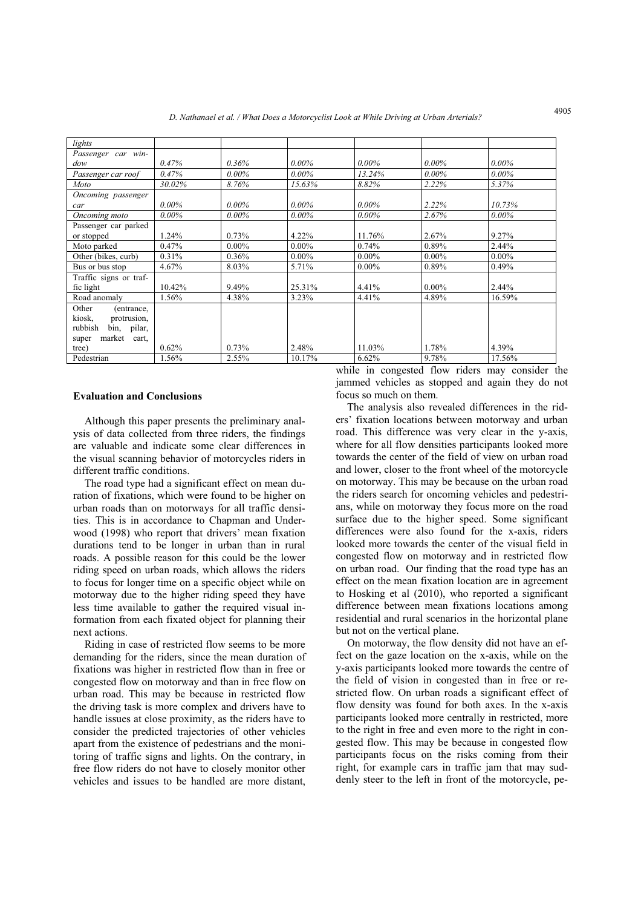| *lights* | | | | | | |
|---|---|---|---|---|---|---|
| *Passenger car window* | *0.47%* | *0.36%* | *0.00%* | *0.00%* | *0.00%* | *0.00%* |
| *Passenger car roof* | *0.47%* | *0.00%* | *0.00%* | *13.24%* | *0.00%* | *0.00%* |
| *Moto* | *30.02%* | *8.76%* | *15.63%* | *8.82%* | *2.22%* | *5.37%* |
| *Oncoming passenger car* | *0.00%* | *0.00%* | *0.00%* | *0.00%* | *2.22%* | *10.73%* |
| *Oncoming moto* | *0.00%* | *0.00%* | *0.00%* | *0.00%* | *2.67%* | *0.00%* |
| Passenger car parked or stopped | 1.24% | 0.73% | 4.22% | 11.76% | 2.67% | 9.27% |
| Moto parked | 0.47% | 0.00% | 0.00% | 0.74% | 0.89% | 2.44% |
| Other (bikes, curb) | 0.31% | 0.36% | 0.00% | 0.00% | 0.00% | 0.00% |
| Bus or bus stop | 4.67% | 8.03% | 5.71% | 0.00% | 0.89% | 0.49% |
| Traffic signs or traffic light | 10.42% | 9.49% | 25.31% | 4.41% | 0.00% | 2.44% |
| Road anomaly | 1.56% | 4.38% | 3.23% | 4.41% | 4.89% | 16.59% |
| Other (entrance, kiosk, protrusion, rubbish bin, pilar, super market cart, tree) | 0.62% | 0.73% | 2.48% | 11.03% | 1.78% | 4.39% |
| Pedestrian | 1.56% | 2.55% | 10.17% | 6.62% | 9.78% | 17.56% |

### Evaluation and Conclusions

Although this paper presents the preliminary analysis of data collected from three riders, the findings are valuable and indicate some clear differences in the visual scanning behavior of motorcycles riders in different traffic conditions.

The road type had a significant effect on mean duration of fixations, which were found to be higher on urban roads than on motorways for all traffic densities. This is in accordance to Chapman and Underwood (1998) who report that drivers' mean fixation durations tend to be longer in urban than in rural roads. A possible reason for this could be the lower riding speed on urban roads, which allows the riders to focus for longer time on a specific object while on motorway due to the higher riding speed they have less time available to gather the required visual information from each fixated object for planning their next actions.

Riding in case of restricted flow seems to be more demanding for the riders, since the mean duration of fixations was higher in restricted flow than in free or congested flow on motorway and than in free flow on urban road. This may be because in restricted flow the driving task is more complex and drivers have to handle issues at close proximity, as the riders have to consider the predicted trajectories of other vehicles apart from the existence of pedestrians and the monitoring of traffic signs and lights. On the contrary, in free flow riders do not have to closely monitor other vehicles and issues to be handled are more distant, while in congested flow riders may consider the jammed vehicles as stopped and again they do not focus so much on them.

The analysis also revealed differences in the riders' fixation locations between motorway and urban road. This difference was very clear in the y-axis, where for all flow densities participants looked more towards the center of the field of view on urban road and lower, closer to the front wheel of the motorcycle on motorway. This may be because on the urban road the riders search for oncoming vehicles and pedestrians, while on motorway they focus more on the road surface due to the higher speed. Some significant differences were also found for the x-axis, riders looked more towards the center of the visual field in congested flow on motorway and in restricted flow on urban road. Our finding that the road type has an effect on the mean fixation location are in agreement to Hosking et al (2010), who reported a significant difference between mean fixations locations among residential and rural scenarios in the horizontal plane but not on the vertical plane.

On motorway, the flow density did not have an effect on the gaze location on the x-axis, while on the y-axis participants looked more towards the centre of the field of vision in congested than in free or restricted flow. On urban roads a significant effect of flow density was found for both axes. In the x-axis participants looked more centrally in restricted, more to the right in free and even more to the right in congested flow. This may be because in congested flow participants focus on the risks coming from their right, for example cars in traffic jam that may suddenly steer to the left in front of the motorcycle, pe-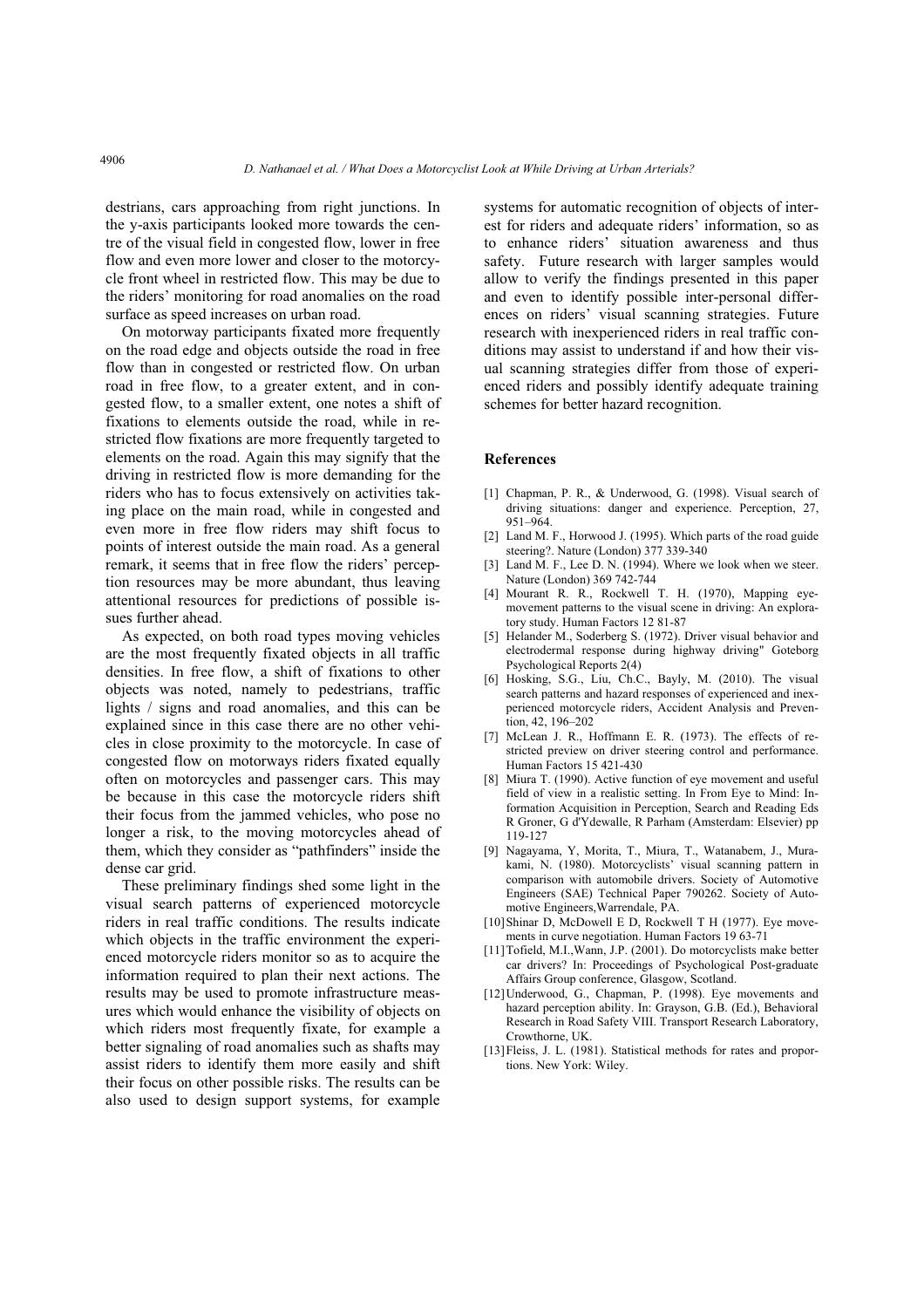destrians, cars approaching from right junctions. In the y-axis participants looked more towards the centre of the visual field in congested flow, lower in free flow and even more lower and closer to the motorcycle front wheel in restricted flow. This may be due to the riders' monitoring for road anomalies on the road surface as speed increases on urban road.

On motorway participants fixated more frequently on the road edge and objects outside the road in free flow than in congested or restricted flow. On urban road in free flow, to a greater extent, and in congested flow, to a smaller extent, one notes a shift of fixations to elements outside the road, while in restricted flow fixations are more frequently targeted to elements on the road. Again this may signify that the driving in restricted flow is more demanding for the riders who has to focus extensively on activities taking place on the main road, while in congested and even more in free flow riders may shift focus to points of interest outside the main road. As a general remark, it seems that in free flow the riders' perception resources may be more abundant, thus leaving attentional resources for predictions of possible issues further ahead.

As expected, on both road types moving vehicles are the most frequently fixated objects in all traffic densities. In free flow, a shift of fixations to other objects was noted, namely to pedestrians, traffic lights / signs and road anomalies, and this can be explained since in this case there are no other vehicles in close proximity to the motorcycle. In case of congested flow on motorways riders fixated equally often on motorcycles and passenger cars. This may be because in this case the motorcycle riders shift their focus from the jammed vehicles, who pose no longer a risk, to the moving motorcycles ahead of them, which they consider as "pathfinders" inside the dense car grid.

These preliminary findings shed some light in the visual search patterns of experienced motorcycle riders in real traffic conditions. The results indicate which objects in the traffic environment the experienced motorcycle riders monitor so as to acquire the information required to plan their next actions. The results may be used to promote infrastructure measures which would enhance the visibility of objects on which riders most frequently fixate, for example a better signaling of road anomalies such as shafts may assist riders to identify them more easily and shift their focus on other possible risks. The results can be also used to design support systems, for example systems for automatic recognition of objects of interest for riders and adequate riders' information, so as to enhance riders' situation awareness and thus safety. Future research with larger samples would allow to verify the findings presented in this paper and even to identify possible inter-personal differences on riders' visual scanning strategies. Future research with inexperienced riders in real traffic conditions may assist to understand if and how their visual scanning strategies differ from those of experienced riders and possibly identify adequate training schemes for better hazard recognition.

## References

[1] Chapman, P. R., & Underwood, G. (1998). Visual search of driving situations: danger and experience. Perception, 27, 951–964.

[2] Land M. F., Horwood J. (1995). Which parts of the road guide steering?. Nature (London) 377 339-340

[3] Land M. F., Lee D. N. (1994). Where we look when we steer. Nature (London) 369 742-744

[4] Mourant R. R., Rockwell T. H. (1970), Mapping eye-movement patterns to the visual scene in driving: An exploratory study. Human Factors 12 81-87

[5] Helander M., Soderberg S. (1972). Driver visual behavior and electrodermal response during highway driving" Goteborg Psychological Reports 2(4)

[6] Hosking, S.G., Liu, Ch.C., Bayly, M. (2010). The visual search patterns and hazard responses of experienced and inexperienced motorcycle riders, Accident Analysis and Prevention, 42, 196–202

[7] McLean J. R., Hoffmann E. R. (1973). The effects of restricted preview on driver steering control and performance. Human Factors 15 421-430

[8] Miura T. (1990). Active function of eye movement and useful field of view in a realistic setting. In From Eye to Mind: Information Acquisition in Perception, Search and Reading Eds R Groner, G d'Ydewalle, R Parham (Amsterdam: Elsevier) pp 119-127

[9] Nagayama, Y, Morita, T., Miura, T., Watanabem, J., Murakami, N. (1980). Motorcyclists' visual scanning pattern in comparison with automobile drivers. Society of Automotive Engineers (SAE) Technical Paper 790262. Society of Automotive Engineers,Warrendale, PA.

[10] Shinar D, McDowell E D, Rockwell T H (1977). Eye movements in curve negotiation. Human Factors 19 63-71

[11] Tofield, M.I.,Wann, J.P. (2001). Do motorcyclists make better car drivers? In: Proceedings of Psychological Post-graduate Affairs Group conference, Glasgow, Scotland.

[12] Underwood, G., Chapman, P. (1998). Eye movements and hazard perception ability. In: Grayson, G.B. (Ed.), Behavioral Research in Road Safety VIII. Transport Research Laboratory, Crowthorne, UK.

[13] Fleiss, J. L. (1981). Statistical methods for rates and proportions. New York: Wiley.